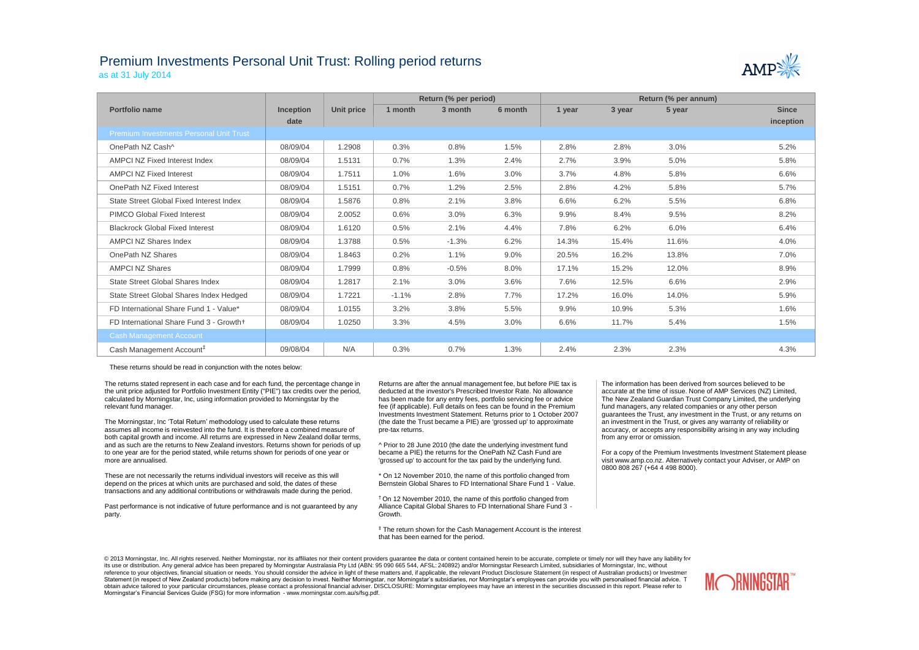# Premium Investments Personal Unit Trust: Rolling period returns

as at 31 July 2014

| Portfolio name | Inception date | Unit price | Return (% per period) | | | Return (% per annum) | | | |
|---|---|---|---|---|---|---|---|---|---|
| | | | 1 month | 3 month | 6 month | 1 year | 3 year | 5 year | Since inception |
| **Premium Investments Personal Unit Trust** | | | | | | | | | |
| OnePath NZ Cash^ | 08/09/04 | 1.2908 | 0.3% | 0.8% | 1.5% | 2.8% | 2.8% | 3.0% | 5.2% |
| AMPCI NZ Fixed Interest Index | 08/09/04 | 1.5131 | 0.7% | 1.3% | 2.4% | 2.7% | 3.9% | 5.0% | 5.8% |
| AMPCI NZ Fixed Interest | 08/09/04 | 1.7511 | 1.0% | 1.6% | 3.0% | 3.7% | 4.8% | 5.8% | 6.6% |
| OnePath NZ Fixed Interest | 08/09/04 | 1.5151 | 0.7% | 1.2% | 2.5% | 2.8% | 4.2% | 5.8% | 5.7% |
| State Street Global Fixed Interest Index | 08/09/04 | 1.5876 | 0.8% | 2.1% | 3.8% | 6.6% | 6.2% | 5.5% | 6.8% |
| PIMCO Global Fixed Interest | 08/09/04 | 2.0052 | 0.6% | 3.0% | 6.3% | 9.9% | 8.4% | 9.5% | 8.2% |
| Blackrock Global Fixed Interest | 08/09/04 | 1.6120 | 0.5% | 2.1% | 4.4% | 7.8% | 6.2% | 6.0% | 6.4% |
| AMPCI NZ Shares Index | 08/09/04 | 1.3788 | 0.5% | -1.3% | 6.2% | 14.3% | 15.4% | 11.6% | 4.0% |
| OnePath NZ Shares | 08/09/04 | 1.8463 | 0.2% | 1.1% | 9.0% | 20.5% | 16.2% | 13.8% | 7.0% |
| AMPCI NZ Shares | 08/09/04 | 1.7999 | 0.8% | -0.5% | 8.0% | 17.1% | 15.2% | 12.0% | 8.9% |
| State Street Global Shares Index | 08/09/04 | 1.2817 | 2.1% | 3.0% | 3.6% | 7.6% | 12.5% | 6.6% | 2.9% |
| State Street Global Shares Index Hedged | 08/09/04 | 1.7221 | -1.1% | 2.8% | 7.7% | 17.2% | 16.0% | 14.0% | 5.9% |
| FD International Share Fund 1 - Value* | 08/09/04 | 1.0155 | 3.2% | 3.8% | 5.5% | 9.9% | 10.9% | 5.3% | 1.6% |
| FD International Share Fund 3 - Growth† | 08/09/04 | 1.0250 | 3.3% | 4.5% | 3.0% | 6.6% | 11.7% | 5.4% | 1.5% |
| **Cash Management Account** | | | | | | | | | |
| Cash Management Account‡ | 09/08/04 | N/A | 0.3% | 0.7% | 1.3% | 2.4% | 2.3% | 2.3% | 4.3% |

These returns should be read in conjunction with the notes below:

The returns stated represent in each case and for each fund, the percentage change in the unit price adjusted for Portfolio Investment Entity ("PIE") tax credits over the period, calculated by Morningstar, Inc, using information provided to Morningstar by the relevant fund manager.

The Morningstar, Inc 'Total Return' methodology used to calculate these returns assumes all income is reinvested into the fund. It is therefore a combined measure of both capital growth and income. All returns are expressed in New Zealand dollar terms, and as such are the returns to New Zealand investors. Returns shown for periods of up to one year are for the period stated, while returns shown for periods of one year or more are annualised.

These are not necessarily the returns individual investors will receive as this will depend on the prices at which units are purchased and sold, the dates of these transactions and any additional contributions or withdrawals made during the period.

Past performance is not indicative of future performance and is not guaranteed by any party.

Returns are after the annual management fee, but before PIE tax is deducted at the investor's Prescribed Investor Rate. No allowance has been made for any entry fees, portfolio servicing fee or advice fee (if applicable). Full details on fees can be found in the Premium Investments Investment Statement. Returns prior to 1 October 2007 (the date the Trust became a PIE) are 'grossed up' to approximate pre-tax returns.

^ Prior to 28 June 2010 (the date the underlying investment fund became a PIE) the returns for the OnePath NZ Cash Fund are 'grossed up' to account for the tax paid by the underlying fund.

\* On 12 November 2010, the name of this portfolio changed from Bernstein Global Shares to FD International Share Fund 1 - Value.

† On 12 November 2010, the name of this portfolio changed from Alliance Capital Global Shares to FD International Share Fund 3 - Growth.

‡ The return shown for the Cash Management Account is the interest that has been earned for the period.

The information has been derived from sources believed to be accurate at the time of issue. None of AMP Services (NZ) Limited, The New Zealand Guardian Trust Company Limited, the underlying fund managers, any related companies or any other person guarantees the Trust, any investment in the Trust, or any returns on an investment in the Trust, or gives any warranty of reliability or accuracy, or accepts any responsibility arising in any way including from any error or omission.

For a copy of the Premium Investments Investment Statement please visit www.amp.co.nz. Alternatively contact your Adviser, or AMP on 0800 808 267 (+64 4 498 8000).

© 2013 Morningstar, Inc. All rights reserved. Neither Morningstar, nor its affiliates nor their content providers guarantee the data or content contained herein to be accurate, complete or timely nor will they have any liability for its use or distribution. Any general advice has been prepared by Morningstar Australasia Pty Ltd (ABN: 95 090 665 544, AFSL: 240892) and/or Morningstar Research Limited, subsidiaries of Morningstar, Inc, without reference to your objectives, financial situation or needs. You should consider the advice in light of these matters and, if applicable, the relevant Product Disclosure Statement (in respect of Australian products) or Investment Statement (in respect of New Zealand products) before making any decision to invest. Neither Morningstar, nor Morningstar's subsidiaries, nor Morningstar's employees can provide you with personalised financial advice. To obtain advice tailored to your particular circumstances, please contact a professional financial adviser. DISCLOSURE: Morningstar employees may have an interest in the securities discussed in this report. Please refer to Morningstar's Financial Services Guide (FSG) for more information - www.morningstar.com.au/s/fsg.pdf.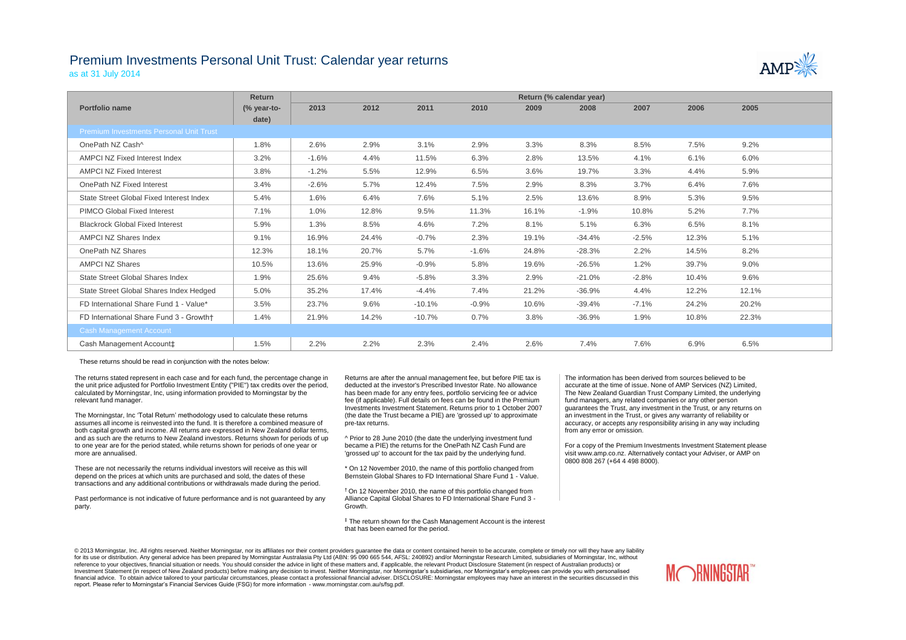# Premium Investments Personal Unit Trust: Calendar year returns

as at 31 July 2014

| Portfolio name | Return (% year-to-date) | Return (% calendar year) | | | | | | | | |
|---|---|---|---|---|---|---|---|---|---|---|
| | | 2013 | 2012 | 2011 | 2010 | 2009 | 2008 | 2007 | 2006 | 2005 |
| **Premium Investments Personal Unit Trust** | | | | | | | | | | |
| OnePath NZ Cash^ | 1.8% | 2.6% | 2.9% | 3.1% | 2.9% | 3.3% | 8.3% | 8.5% | 7.5% | 9.2% |
| AMPCI NZ Fixed Interest Index | 3.2% | -1.6% | 4.4% | 11.5% | 6.3% | 2.8% | 13.5% | 4.1% | 6.1% | 6.0% |
| AMPCI NZ Fixed Interest | 3.8% | -1.2% | 5.5% | 12.9% | 6.5% | 3.6% | 19.7% | 3.3% | 4.4% | 5.9% |
| OnePath NZ Fixed Interest | 3.4% | -2.6% | 5.7% | 12.4% | 7.5% | 2.9% | 8.3% | 3.7% | 6.4% | 7.6% |
| State Street Global Fixed Interest Index | 5.4% | 1.6% | 6.4% | 7.6% | 5.1% | 2.5% | 13.6% | 8.9% | 5.3% | 9.5% |
| PIMCO Global Fixed Interest | 7.1% | 1.0% | 12.8% | 9.5% | 11.3% | 16.1% | -1.9% | 10.8% | 5.2% | 7.7% |
| Blackrock Global Fixed Interest | 5.9% | 1.3% | 8.5% | 4.6% | 7.2% | 8.1% | 5.1% | 6.3% | 6.5% | 8.1% |
| AMPCI NZ Shares Index | 9.1% | 16.9% | 24.4% | -0.7% | 2.3% | 19.1% | -34.4% | -2.5% | 12.3% | 5.1% |
| OnePath NZ Shares | 12.3% | 18.1% | 20.7% | 5.7% | -1.6% | 24.8% | -28.3% | 2.2% | 14.5% | 8.2% |
| AMPCI NZ Shares | 10.5% | 13.6% | 25.9% | -0.9% | 5.8% | 19.6% | -26.5% | 1.2% | 39.7% | 9.0% |
| State Street Global Shares Index | 1.9% | 25.6% | 9.4% | -5.8% | 3.3% | 2.9% | -21.0% | -2.8% | 10.4% | 9.6% |
| State Street Global Shares Index Hedged | 5.0% | 35.2% | 17.4% | -4.4% | 7.4% | 21.2% | -36.9% | 4.4% | 12.2% | 12.1% |
| FD International Share Fund 1 - Value* | 3.5% | 23.7% | 9.6% | -10.1% | -0.9% | 10.6% | -39.4% | -7.1% | 24.2% | 20.2% |
| FD International Share Fund 3 - Growth† | 1.4% | 21.9% | 14.2% | -10.7% | 0.7% | 3.8% | -36.9% | 1.9% | 10.8% | 22.3% |
| **Cash Management Account** | | | | | | | | | | |
| Cash Management Account‡ | 1.5% | 2.2% | 2.2% | 2.3% | 2.4% | 2.6% | 7.4% | 7.6% | 6.9% | 6.5% |

These returns should be read in conjunction with the notes below:

The returns stated represent in each case and for each fund, the percentage change in the unit price adjusted for Portfolio Investment Entity ("PIE") tax credits over the period, calculated by Morningstar, Inc, using information provided to Morningstar by the relevant fund manager.

The Morningstar, Inc 'Total Return' methodology used to calculate these returns assumes all income is reinvested into the fund. It is therefore a combined measure of both capital growth and income. All returns are expressed in New Zealand dollar terms, and as such are the returns to New Zealand investors. Returns shown for periods of up to one year are for the period stated, while returns shown for periods of one year or more are annualised.

These are not necessarily the returns individual investors will receive as this will depend on the prices at which units are purchased and sold, the dates of these transactions and any additional contributions or withdrawals made during the period.

Past performance is not indicative of future performance and is not guaranteed by any party.

Returns are after the annual management fee, but before PIE tax is deducted at the investor's Prescribed Investor Rate. No allowance has been made for any entry fees, portfolio servicing fee or advice fee (if applicable). Full details on fees can be found in the Premium Investments Investment Statement. Returns prior to 1 October 2007 (the date the Trust became a PIE) are 'grossed up' to approximate pre-tax returns.

^ Prior to 28 June 2010 (the date the underlying investment fund became a PIE) the returns for the OnePath NZ Cash Fund are 'grossed up' to account for the tax paid by the underlying fund.

\* On 12 November 2010, the name of this portfolio changed from Bernstein Global Shares to FD International Share Fund 1 - Value.

† On 12 November 2010, the name of this portfolio changed from Alliance Capital Global Shares to FD International Share Fund 3 - Growth.

‡ The return shown for the Cash Management Account is the interest that has been earned for the period.

The information has been derived from sources believed to be accurate at the time of issue. None of AMP Services (NZ) Limited, The New Zealand Guardian Trust Company Limited, the underlying fund managers, any related companies or any other person guarantees the Trust, any investment in the Trust, or any returns on an investment in the Trust, or gives any warranty of reliability or accuracy, or accepts any responsibility arising in any way including from any error or omission.

For a copy of the Premium Investments Investment Statement please visit www.amp.co.nz. Alternatively contact your Adviser, or AMP on 0800 808 267 (+64 4 498 8000).

© 2013 Morningstar, Inc. All rights reserved. Neither Morningstar, nor its affiliates nor their content providers guarantee the data or content contained herein to be accurate, complete or timely nor will they have any liability for its use or distribution. Any general advice has been prepared by Morningstar Australasia Pty Ltd (ABN: 95 090 665 544, AFSL: 240892) and/or Morningstar Research Limited, subsidiaries of Morningstar, Inc, without reference to your objectives, financial situation or needs. You should consider the advice in light of these matters and, if applicable, the relevant Product Disclosure Statement (in respect of Australian products) or Investment Statement (in respect of New Zealand products) before making any decision to invest. Neither Morningstar, nor Morningstar's subsidiaries, nor Morningstar's employees can provide you with personalised financial advice. To obtain advice tailored to your particular circumstances, please contact a professional financial adviser. DISCLOSURE: Morningstar employees may have an interest in the securities discussed in this report. Please refer to Morningstar's Financial Services Guide (FSG) for more information - www.morningstar.com.au/s/fsg.pdf.